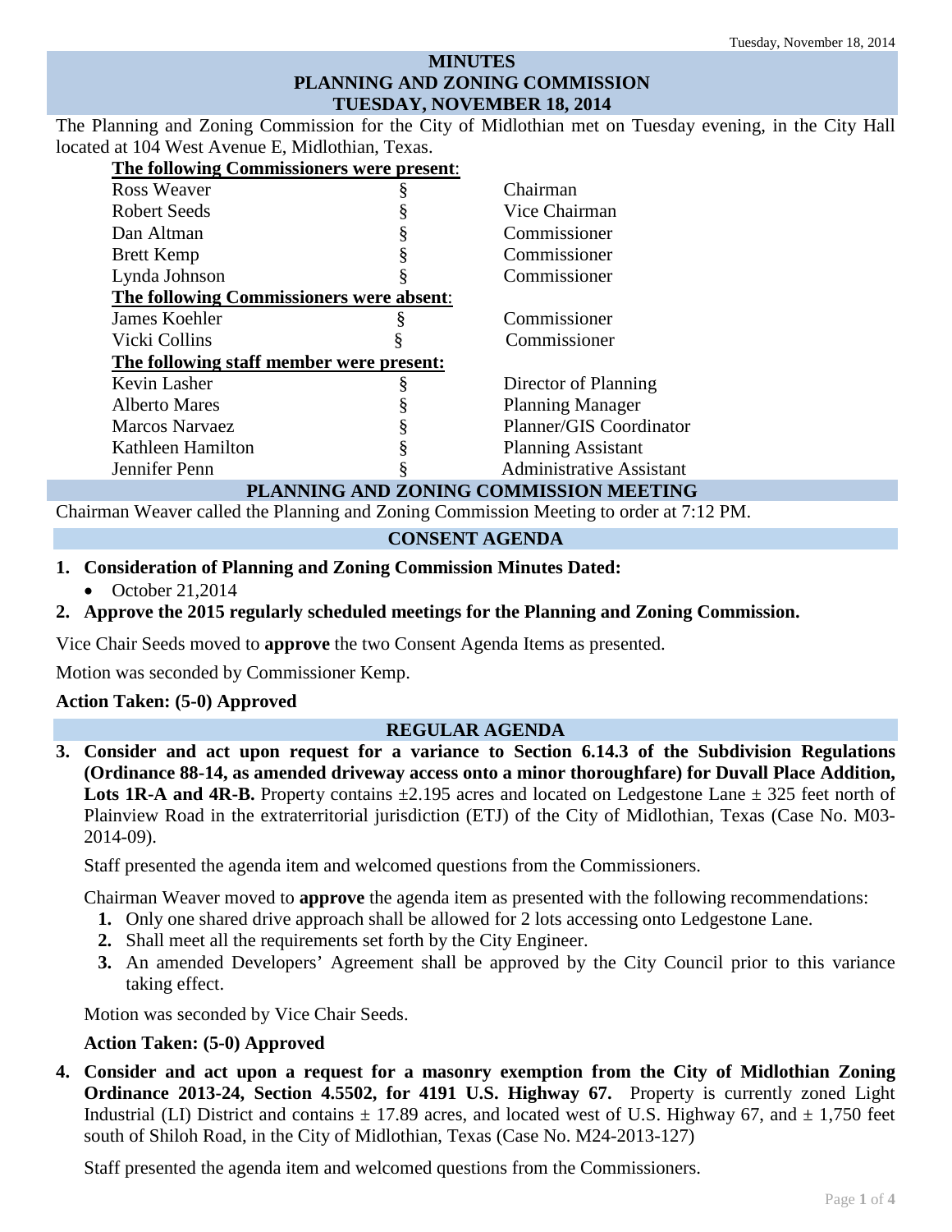# MINUTES
# PLANNING AND ZONING COMMISSION
# TUESDAY, NOVEMBER 18, 2014

The Planning and Zoning Commission for the City of Midlothian met on Tuesday evening, in the City Hall located at 104 West Avenue E, Midlothian, Texas.

**The following Commissioners were present:**

| | | |
|---|---|---|
| Ross Weaver | § | Chairman |
| Robert Seeds | § | Vice Chairman |
| Dan Altman | § | Commissioner |
| Brett Kemp | § | Commissioner |
| Lynda Johnson | § | Commissioner |

**The following Commissioners were absent:**

| | | |
|---|---|---|
| James Koehler | § | Commissioner |
| Vicki Collins | § | Commissioner |

**The following staff member were present:**

| | | |
|---|---|---|
| Kevin Lasher | § | Director of Planning |
| Alberto Mares | § | Planning Manager |
| Marcos Narvaez | § | Planner/GIS Coordinator |
| Kathleen Hamilton | § | Planning Assistant |
| Jennifer Penn | § | Administrative Assistant |

## PLANNING AND ZONING COMMISSION MEETING

Chairman Weaver called the Planning and Zoning Commission Meeting to order at 7:12 PM.

## CONSENT AGENDA

1. **Consideration of Planning and Zoning Commission Minutes Dated:**
   - October 21,2014
2. **Approve the 2015 regularly scheduled meetings for the Planning and Zoning Commission.**

Vice Chair Seeds moved to **approve** the two Consent Agenda Items as presented.

Motion was seconded by Commissioner Kemp.

**Action Taken: (5-0) Approved**

## REGULAR AGENDA

3. **Consider and act upon request for a variance to Section 6.14.3 of the Subdivision Regulations (Ordinance 88-14, as amended driveway access onto a minor thoroughfare) for Duvall Place Addition, Lots 1R-A and 4R-B.** Property contains ±2.195 acres and located on Ledgestone Lane ± 325 feet north of Plainview Road in the extraterritorial jurisdiction (ETJ) of the City of Midlothian, Texas (Case No. M03-2014-09).

   Staff presented the agenda item and welcomed questions from the Commissioners.

   Chairman Weaver moved to **approve** the agenda item as presented with the following recommendations:

   1. Only one shared drive approach shall be allowed for 2 lots accessing onto Ledgestone Lane.
   2. Shall meet all the requirements set forth by the City Engineer.
   3. An amended Developers' Agreement shall be approved by the City Council prior to this variance taking effect.

   Motion was seconded by Vice Chair Seeds.

   **Action Taken: (5-0) Approved**

4. **Consider and act upon a request for a masonry exemption from the City of Midlothian Zoning Ordinance 2013-24, Section 4.5502, for 4191 U.S. Highway 67.** Property is currently zoned Light Industrial (LI) District and contains ± 17.89 acres, and located west of U.S. Highway 67, and ± 1,750 feet south of Shiloh Road, in the City of Midlothian, Texas (Case No. M24-2013-127)

   Staff presented the agenda item and welcomed questions from the Commissioners.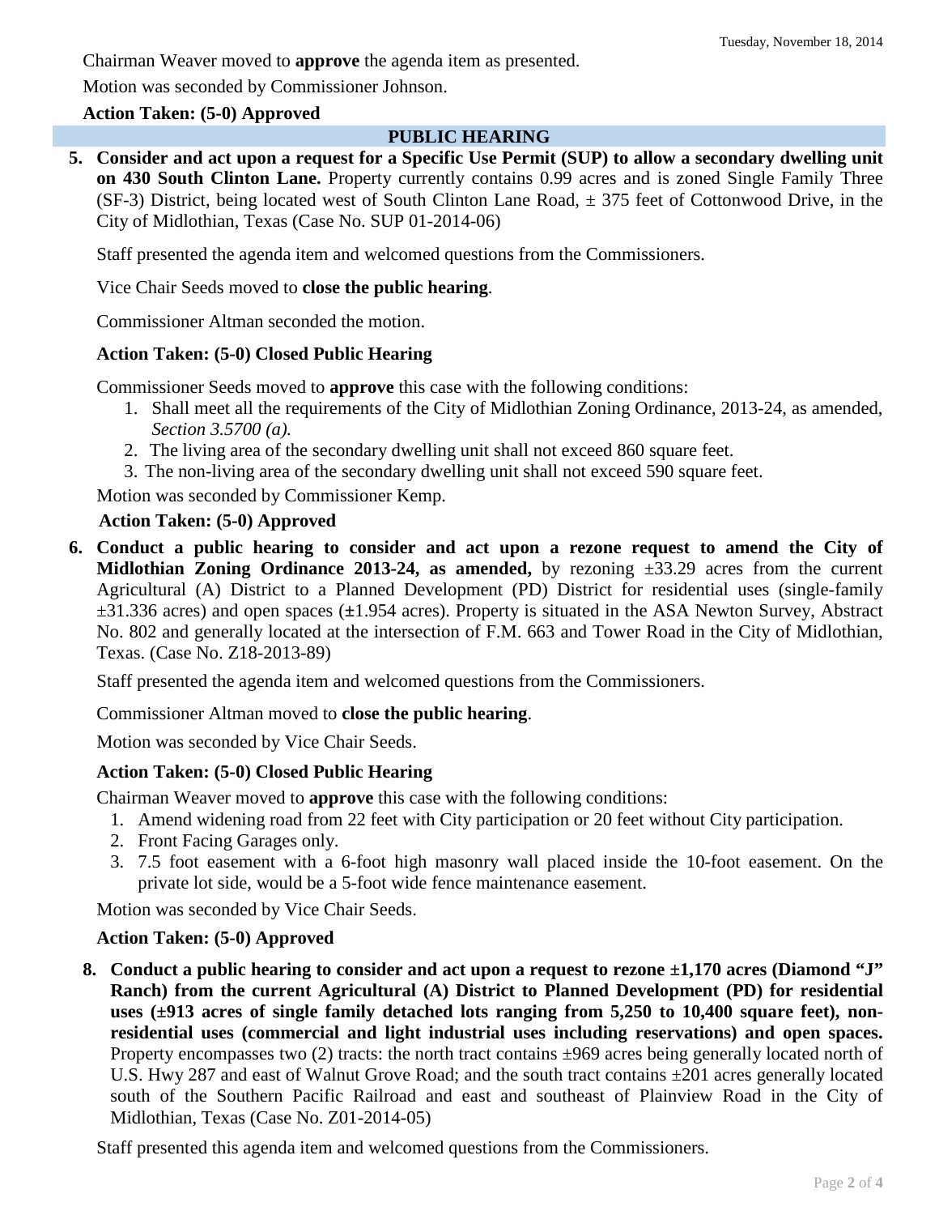Chairman Weaver moved to **approve** the agenda item as presented.

Motion was seconded by Commissioner Johnson.

**Action Taken: (5-0) Approved**

## PUBLIC HEARING

**5. Consider and act upon a request for a Specific Use Permit (SUP) to allow a secondary dwelling unit on 430 South Clinton Lane.** Property currently contains 0.99 acres and is zoned Single Family Three (SF-3) District, being located west of South Clinton Lane Road, ± 375 feet of Cottonwood Drive, in the City of Midlothian, Texas (Case No. SUP 01-2014-06)

Staff presented the agenda item and welcomed questions from the Commissioners.

Vice Chair Seeds moved to **close the public hearing**.

Commissioner Altman seconded the motion.

**Action Taken: (5-0) Closed Public Hearing**

Commissioner Seeds moved to **approve** this case with the following conditions:

1. Shall meet all the requirements of the City of Midlothian Zoning Ordinance, 2013-24, as amended, *Section 3.5700 (a).*
2. The living area of the secondary dwelling unit shall not exceed 860 square feet.
3. The non-living area of the secondary dwelling unit shall not exceed 590 square feet.

Motion was seconded by Commissioner Kemp.

**Action Taken: (5-0) Approved**

**6. Conduct a public hearing to consider and act upon a rezone request to amend the City of Midlothian Zoning Ordinance 2013-24, as amended,** by rezoning ±33.29 acres from the current Agricultural (A) District to a Planned Development (PD) District for residential uses (single-family ±31.336 acres) and open spaces (±1.954 acres). Property is situated in the ASA Newton Survey, Abstract No. 802 and generally located at the intersection of F.M. 663 and Tower Road in the City of Midlothian, Texas. (Case No. Z18-2013-89)

Staff presented the agenda item and welcomed questions from the Commissioners.

Commissioner Altman moved to **close the public hearing**.

Motion was seconded by Vice Chair Seeds.

**Action Taken: (5-0) Closed Public Hearing**

Chairman Weaver moved to **approve** this case with the following conditions:

1. Amend widening road from 22 feet with City participation or 20 feet without City participation.
2. Front Facing Garages only.
3. 7.5 foot easement with a 6-foot high masonry wall placed inside the 10-foot easement. On the private lot side, would be a 5-foot wide fence maintenance easement.

Motion was seconded by Vice Chair Seeds.

**Action Taken: (5-0) Approved**

**8. Conduct a public hearing to consider and act upon a request to rezone ±1,170 acres (Diamond "J" Ranch) from the current Agricultural (A) District to Planned Development (PD) for residential uses (±913 acres of single family detached lots ranging from 5,250 to 10,400 square feet), non-residential uses (commercial and light industrial uses including reservations) and open spaces.** Property encompasses two (2) tracts: the north tract contains ±969 acres being generally located north of U.S. Hwy 287 and east of Walnut Grove Road; and the south tract contains ±201 acres generally located south of the Southern Pacific Railroad and east and southeast of Plainview Road in the City of Midlothian, Texas (Case No. Z01-2014-05)

Staff presented this agenda item and welcomed questions from the Commissioners.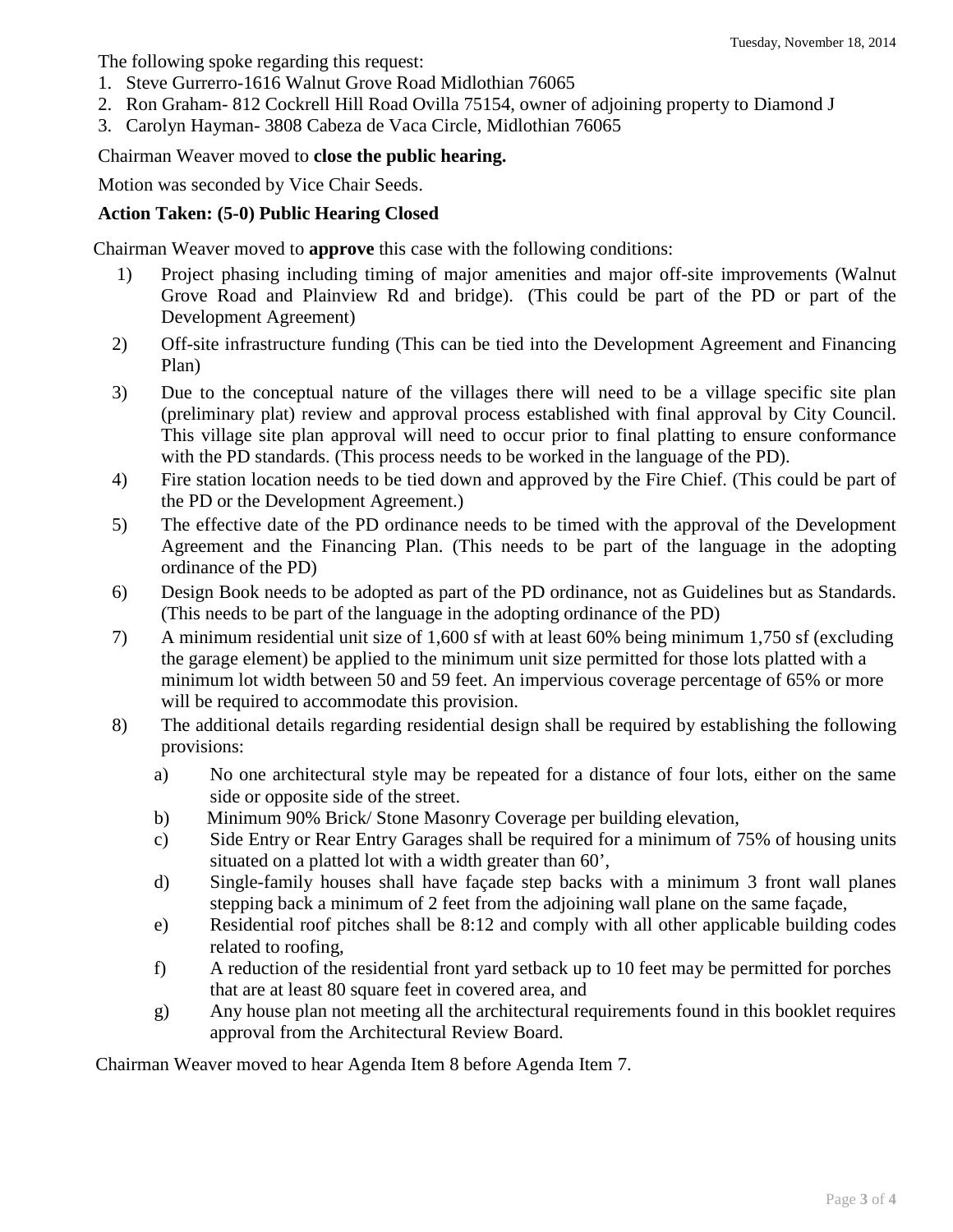The following spoke regarding this request:

1. Steve Gurrerro-1616 Walnut Grove Road Midlothian 76065
2. Ron Graham- 812 Cockrell Hill Road Ovilla 75154, owner of adjoining property to Diamond J
3. Carolyn Hayman- 3808 Cabeza de Vaca Circle, Midlothian 76065

Chairman Weaver moved to **close the public hearing.**

Motion was seconded by Vice Chair Seeds.

**Action Taken: (5-0) Public Hearing Closed**

Chairman Weaver moved to **approve** this case with the following conditions:

1) Project phasing including timing of major amenities and major off-site improvements (Walnut Grove Road and Plainview Rd and bridge). (This could be part of the PD or part of the Development Agreement)
2) Off-site infrastructure funding (This can be tied into the Development Agreement and Financing Plan)
3) Due to the conceptual nature of the villages there will need to be a village specific site plan (preliminary plat) review and approval process established with final approval by City Council. This village site plan approval will need to occur prior to final platting to ensure conformance with the PD standards. (This process needs to be worked in the language of the PD).
4) Fire station location needs to be tied down and approved by the Fire Chief. (This could be part of the PD or the Development Agreement.)
5) The effective date of the PD ordinance needs to be timed with the approval of the Development Agreement and the Financing Plan. (This needs to be part of the language in the adopting ordinance of the PD)
6) Design Book needs to be adopted as part of the PD ordinance, not as Guidelines but as Standards. (This needs to be part of the language in the adopting ordinance of the PD)
7) A minimum residential unit size of 1,600 sf with at least 60% being minimum 1,750 sf (excluding the garage element) be applied to the minimum unit size permitted for those lots platted with a minimum lot width between 50 and 59 feet. An impervious coverage percentage of 65% or more will be required to accommodate this provision.
8) The additional details regarding residential design shall be required by establishing the following provisions:
   a) No one architectural style may be repeated for a distance of four lots, either on the same side or opposite side of the street.
   b) Minimum 90% Brick/ Stone Masonry Coverage per building elevation,
   c) Side Entry or Rear Entry Garages shall be required for a minimum of 75% of housing units situated on a platted lot with a width greater than 60',
   d) Single-family houses shall have façade step backs with a minimum 3 front wall planes stepping back a minimum of 2 feet from the adjoining wall plane on the same façade,
   e) Residential roof pitches shall be 8:12 and comply with all other applicable building codes related to roofing,
   f) A reduction of the residential front yard setback up to 10 feet may be permitted for porches that are at least 80 square feet in covered area, and
   g) Any house plan not meeting all the architectural requirements found in this booklet requires approval from the Architectural Review Board.

Chairman Weaver moved to hear Agenda Item 8 before Agenda Item 7.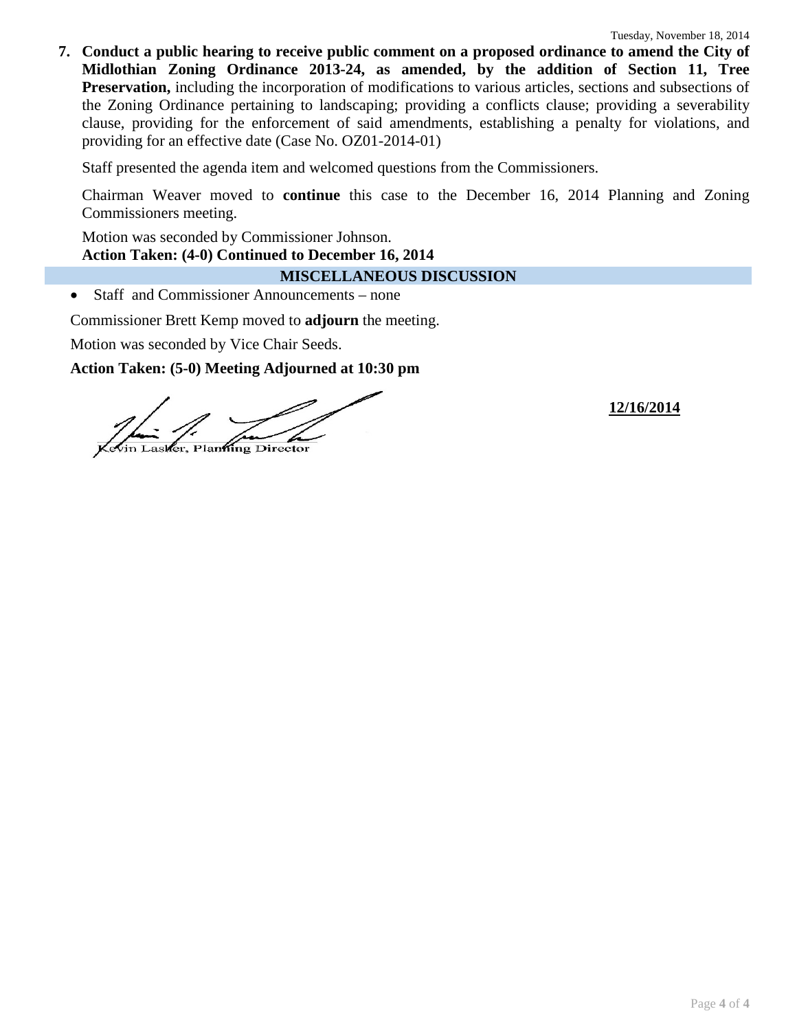7. **Conduct a public hearing to receive public comment on a proposed ordinance to amend the City of Midlothian Zoning Ordinance 2013-24, as amended, by the addition of Section 11, Tree Preservation,** including the incorporation of modifications to various articles, sections and subsections of the Zoning Ordinance pertaining to landscaping; providing a conflicts clause; providing a severability clause, providing for the enforcement of said amendments, establishing a penalty for violations, and providing for an effective date (Case No. OZ01-2014-01)

   Staff presented the agenda item and welcomed questions from the Commissioners.

   Chairman Weaver moved to **continue** this case to the December 16, 2014 Planning and Zoning Commissioners meeting.

   Motion was seconded by Commissioner Johnson.
   **Action Taken: (4-0) Continued to December 16, 2014**

## MISCELLANEOUS DISCUSSION

- Staff and Commissioner Announcements – none

Commissioner Brett Kemp moved to **adjourn** the meeting.

Motion was seconded by Vice Chair Seeds.

**Action Taken: (5-0) Meeting Adjourned at 10:30 pm**

Kevin Lasher, Planning Director

**12/16/2014**